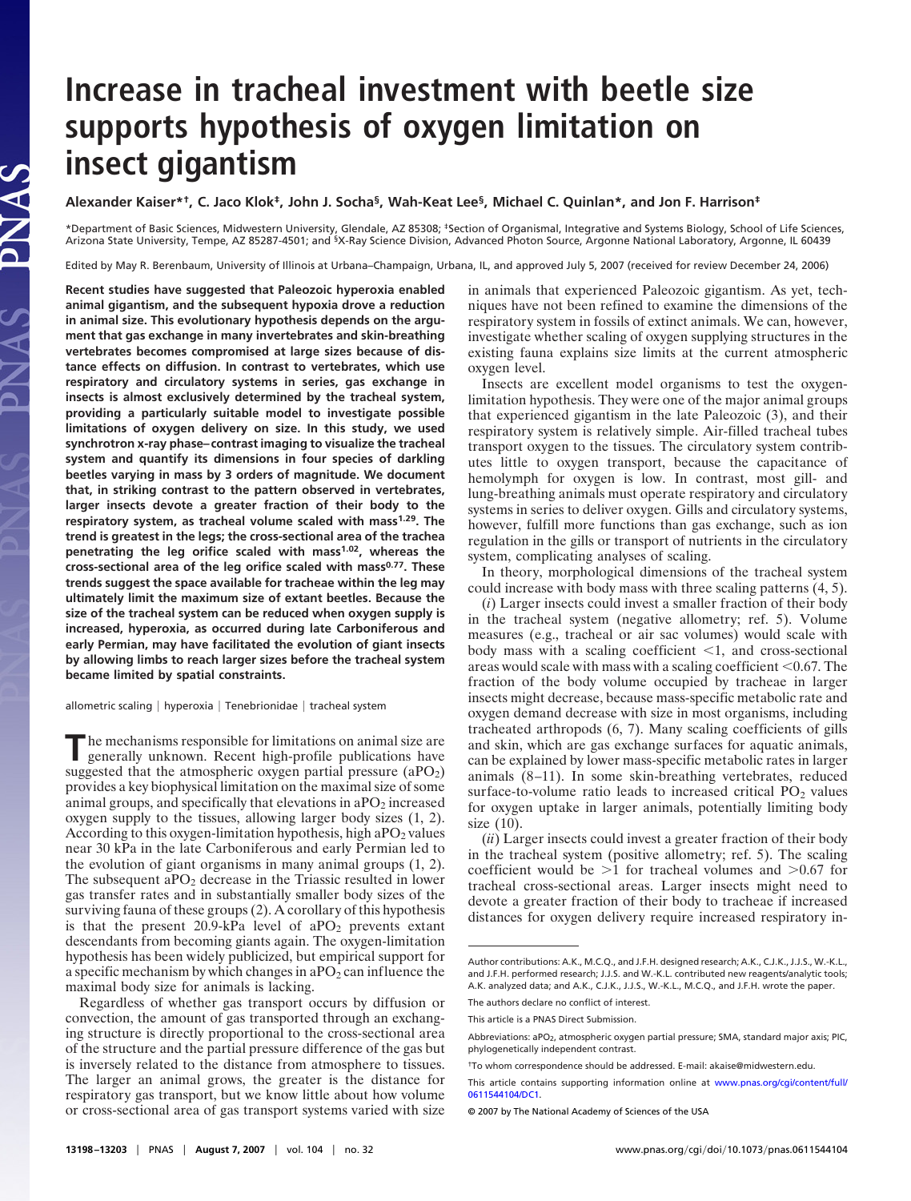# Increase in tracheal investment with beetle size supports hypothesis of oxygen limitation on insect gigantism

**Alexander Kaiser*†, C. Jaco Klok‡, John J. Socha§, Wah-Keat Lee§, Michael C. Quinlan*, and Jon F. Harrison‡**

*Department of Basic Sciences, Midwestern University, Glendale, AZ 85308; ‡Section of Organismal, Integrative and Systems Biology, School of Life Sciences, Arizona State University, Tempe, AZ 85287-4501; and §X-Ray Science Division, Advanced Photon Source, Argonne National Laboratory, Argonne, IL 60439

Edited by May R. Berenbaum, University of Illinois at Urbana–Champaign, Urbana, IL, and approved July 5, 2007 (received for review December 24, 2006)

**Recent studies have suggested that Paleozoic hyperoxia enabled animal gigantism, and the subsequent hypoxia drove a reduction in animal size. This evolutionary hypothesis depends on the argument that gas exchange in many invertebrates and skin-breathing vertebrates becomes compromised at large sizes because of distance effects on diffusion. In contrast to vertebrates, which use respiratory and circulatory systems in series, gas exchange in insects is almost exclusively determined by the tracheal system, providing a particularly suitable model to investigate possible limitations of oxygen delivery on size. In this study, we used synchrotron x-ray phase–contrast imaging to visualize the tracheal system and quantify its dimensions in four species of darkling beetles varying in mass by 3 orders of magnitude. We document that, in striking contrast to the pattern observed in vertebrates, larger insects devote a greater fraction of their body to the respiratory system, as tracheal volume scaled with mass$^{1.29}$. The trend is greatest in the legs; the cross-sectional area of the trachea penetrating the leg orifice scaled with mass$^{1.02}$, whereas the cross-sectional area of the leg orifice scaled with mass$^{0.77}$. These trends suggest the space available for tracheae within the leg may ultimately limit the maximum size of extant beetles. Because the size of the tracheal system can be reduced when oxygen supply is increased, hyperoxia, as occurred during late Carboniferous and early Permian, may have facilitated the evolution of giant insects by allowing limbs to reach larger sizes before the tracheal system became limited by spatial constraints.**

allometric scaling | hyperoxia | Tenebrionidae | tracheal system

The mechanisms responsible for limitations on animal size are generally unknown. Recent high-profile publications have suggested that the atmospheric oxygen partial pressure ($aPO_2$) provides a key biophysical limitation on the maximal size of some animal groups, and specifically that elevations in $aPO_2$ increased oxygen supply to the tissues, allowing larger body sizes (1, 2). According to this oxygen-limitation hypothesis, high $aPO_2$ values near 30 kPa in the late Carboniferous and early Permian led to the evolution of giant organisms in many animal groups (1, 2). The subsequent $aPO_2$ decrease in the Triassic resulted in lower gas transfer rates and in substantially smaller body sizes of the surviving fauna of these groups (2). A corollary of this hypothesis is that the present 20.9-kPa level of $aPO_2$ prevents extant descendants from becoming giants again. The oxygen-limitation hypothesis has been widely publicized, but empirical support for a specific mechanism by which changes in $aPO_2$ can influence the maximal body size for animals is lacking.

Regardless of whether gas transport occurs by diffusion or convection, the amount of gas transported through an exchanging structure is directly proportional to the cross-sectional area of the structure and the partial pressure difference of the gas but is inversely related to the distance from atmosphere to tissues. The larger an animal grows, the greater is the distance for respiratory gas transport, but we know little about how volume or cross-sectional area of gas transport systems varied with size in animals that experienced Paleozoic gigantism. As yet, techniques have not been refined to examine the dimensions of the respiratory system in fossils of extinct animals. We can, however, investigate whether scaling of oxygen supplying structures in the existing fauna explains size limits at the current atmospheric oxygen level.

Insects are excellent model organisms to test the oxygen-limitation hypothesis. They were one of the major animal groups that experienced gigantism in the late Paleozoic (3), and their respiratory system is relatively simple. Air-filled tracheal tubes transport oxygen to the tissues. The circulatory system contributes little to oxygen transport, because the capacitance of hemolymph for oxygen is low. In contrast, most gill- and lung-breathing animals must operate respiratory and circulatory systems in series to deliver oxygen. Gills and circulatory systems, however, fulfill more functions than gas exchange, such as ion regulation in the gills or transport of nutrients in the circulatory system, complicating analyses of scaling.

In theory, morphological dimensions of the tracheal system could increase with body mass with three scaling patterns (4, 5).

(*i*) Larger insects could invest a smaller fraction of their body in the tracheal system (negative allometry; ref. 5). Volume measures (e.g., tracheal or air sac volumes) would scale with body mass with a scaling coefficient <1, and cross-sectional areas would scale with mass with a scaling coefficient <0.67. The fraction of the body volume occupied by tracheae in larger insects might decrease, because mass-specific metabolic rate and oxygen demand decrease with size in most organisms, including tracheated arthropods (6, 7). Many scaling coefficients of gills and skin, which are gas exchange surfaces for aquatic animals, can be explained by lower mass-specific metabolic rates in larger animals (8–11). In some skin-breathing vertebrates, reduced surface-to-volume ratio leads to increased critical $PO_2$ values for oxygen uptake in larger animals, potentially limiting body size (10).

(*ii*) Larger insects could invest a greater fraction of their body in the tracheal system (positive allometry; ref. 5). The scaling coefficient would be >1 for tracheal volumes and >0.67 for tracheal cross-sectional areas. Larger insects might need to devote a greater fraction of their body to tracheae if increased distances for oxygen delivery require increased respiratory in-

Author contributions: A.K., M.C.Q., and J.F.H. designed research; A.K., C.J.K., J.J.S., W.-K.L., and J.F.H. performed research; J.J.S. and W.-K.L. contributed new reagents/analytic tools; A.K. analyzed data; and A.K., C.J.K., J.J.S., W.-K.L., M.C.Q., and J.F.H. wrote the paper.

The authors declare no conflict of interest.

This article is a PNAS Direct Submission.

Abbreviations: $aPO_2$, atmospheric oxygen partial pressure; SMA, standard major axis; PIC, phylogenetically independent contrast.

†To whom correspondence should be addressed. E-mail: akaise@midwestern.edu.

This article contains supporting information online at www.pnas.org/cgi/content/full/0611544104/DC1.

© 2007 by The National Academy of Sciences of the USA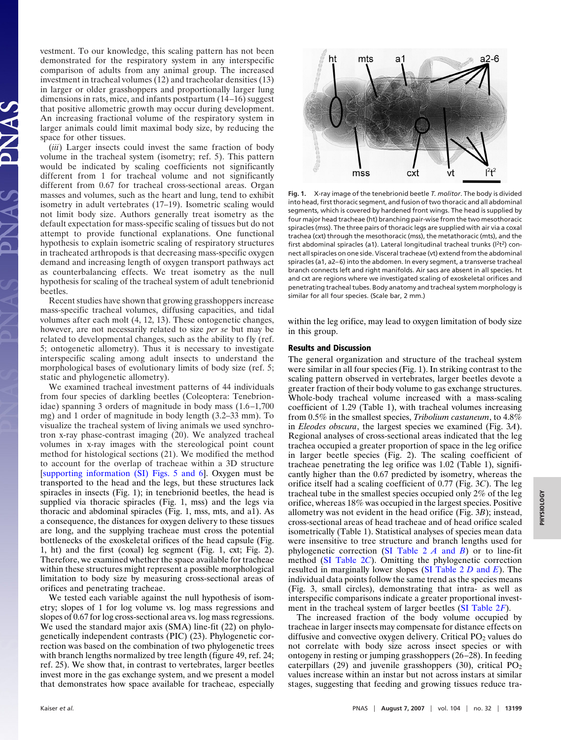vestment. To our knowledge, this scaling pattern has not been demonstrated for the respiratory system in any interspecific comparison of adults from any animal group. The increased investment in tracheal volumes (12) and tracheolar densities (13) in larger or older grasshoppers and proportionally larger lung dimensions in rats, mice, and infants postpartum (14–16) suggest that positive allometric growth may occur during development. An increasing fractional volume of the respiratory system in larger animals could limit maximal body size, by reducing the space for other tissues.

(*iii*) Larger insects could invest the same fraction of body volume in the tracheal system (isometry; ref. 5). This pattern would be indicated by scaling coefficients not significantly different from 1 for tracheal volume and not significantly different from 0.67 for tracheal cross-sectional areas. Organ masses and volumes, such as the heart and lung, tend to exhibit isometry in adult vertebrates (17–19). Isometric scaling would not limit body size. Authors generally treat isometry as the default expectation for mass-specific scaling of tissues but do not attempt to provide functional explanations. One functional hypothesis to explain isometric scaling of respiratory structures in tracheated arthropods is that decreasing mass-specific oxygen demand and increasing length of oxygen transport pathways act as counterbalancing effects. We treat isometry as the null hypothesis for scaling of the tracheal system of adult tenebrionid beetles.

Recent studies have shown that growing grasshoppers increase mass-specific tracheal volumes, diffusing capacities, and tidal volumes after each molt (4, 12, 13). These ontogenetic changes, however, are not necessarily related to size *per se* but may be related to developmental changes, such as the ability to fly (ref. 5; ontogenetic allometry). Thus it is necessary to investigate interspecific scaling among adult insects to understand the morphological bases of evolutionary limits of body size (ref. 5; static and phylogenetic allometry).

We examined tracheal investment patterns of 44 individuals from four species of darkling beetles (Coleoptera: Tenebrionidae) spanning 3 orders of magnitude in body mass (1.6–1,700 mg) and 1 order of magnitude in body length (3.2–33 mm). To visualize the tracheal system of living animals we used synchrotron x-ray phase-contrast imaging (20). We analyzed tracheal volumes in x-ray images with the stereological point count method for histological sections (21). We modified the method to account for the overlap of tracheae within a 3D structure [supporting information (SI) Figs. 5 and 6]. Oxygen must be transported to the head and the legs, but these structures lack spiracles in insects (Fig. 1); in tenebrionid beetles, the head is supplied via thoracic spiracles (Fig. 1, mss) and the legs via thoracic and abdominal spiracles (Fig. 1, mss, mts, and a1). As a consequence, the distances for oxygen delivery to these tissues are long, and the supplying tracheae must cross the potential bottlenecks of the exoskeletal orifices of the head capsule (Fig. 1, ht) and the first (coxal) leg segment (Fig. 1, cxt; Fig. 2). Therefore, we examined whether the space available for tracheae within these structures might represent a possible morphological limitation to body size by measuring cross-sectional areas of orifices and penetrating tracheae.

We tested each variable against the null hypothesis of isometry; slopes of 1 for log volume vs. log mass regressions and slopes of 0.67 for log cross-sectional area vs. log mass regressions. We used the standard major axis (SMA) line-fit (22) on phylogenetically independent contrasts (PIC) (23). Phylogenetic correction was based on the combination of two phylogenetic trees with branch lengths normalized by tree length (figure 49, ref. 24; ref. 25). We show that, in contrast to vertebrates, larger beetles invest more in the gas exchange system, and we present a model that demonstrates how space available for tracheae, especially within the leg orifice, may lead to oxygen limitation of body size in this group.

**Fig. 1.** X-ray image of the tenebrionid beetle *T. molitor*. The body is divided into head, first thoracic segment, and fusion of two thoracic and all abdominal segments, which is covered by hardened front wings. The head is supplied by four major head tracheae (ht) branching pair-wise from the two mesothoracic spiracles (mss). The three pairs of thoracic legs are supplied with air via a coxal trachea (cxt) through the mesothoracic (mss), the metathoracic (mts), and the first abdominal spiracles (a1). Lateral longitudinal tracheal trunks ($l^2t^2$) connect all spiracles on one side. Visceral tracheae (vt) extend from the abdominal spiracles (a1, a2–6) into the abdomen. In every segment, a transverse tracheal branch connects left and right manifolds. Air sacs are absent in all species. ht and cxt are regions where we investigated scaling of exoskeletal orifices and penetrating tracheal tubes. Body anatomy and tracheal system morphology is similar for all four species. (Scale bar, 2 mm.)

## Results and Discussion

The general organization and structure of the tracheal system were similar in all four species (Fig. 1). In striking contrast to the scaling pattern observed in vertebrates, larger beetles devote a greater fraction of their body volume to gas exchange structures. Whole-body tracheal volume increased with a mass-scaling coefficient of 1.29 (Table 1), with tracheal volumes increasing from 0.5% in the smallest species, *Tribolium castaneum*, to 4.8% in *Eleodes obscura*, the largest species we examined (Fig. 3*A*). Regional analyses of cross-sectional areas indicated that the leg trachea occupied a greater proportion of space in the leg orifice in larger beetle species (Fig. 2). The scaling coefficient of tracheae penetrating the leg orifice was 1.02 (Table 1), significantly higher than the 0.67 predicted by isometry, whereas the orifice itself had a scaling coefficient of 0.77 (Fig. 3*C*). The leg tracheal tube in the smallest species occupied only 2% of the leg orifice, whereas 18% was occupied in the largest species. Positive allometry was not evident in the head orifice (Fig. 3*B*); instead, cross-sectional areas of head tracheae and of head orifice scaled isometrically (Table 1). Statistical analyses of species mean data were insensitive to tree structure and branch lengths used for phylogenetic correction (SI Table 2 *A* and *B*) or to line-fit method (SI Table 2*C*). Omitting the phylogenetic correction resulted in marginally lower slopes (SI Table 2 *D* and *E*). The individual data points follow the same trend as the species means (Fig. 3, small circles), demonstrating that intra- as well as interspecific comparisons indicate a greater proportional investment in the tracheal system of larger beetles (SI Table 2*F*).

The increased fraction of the body volume occupied by tracheae in larger insects may compensate for distance effects on diffusive and convective oxygen delivery. Critical $PO_2$ values do not correlate with body size across insect species or with ontogeny in resting or jumping grasshoppers (26–28). In feeding caterpillars (29) and juvenile grasshoppers (30), critical $PO_2$ values increase within an instar but not across instars at similar stages, suggesting that feeding and growing tissues reduce tra-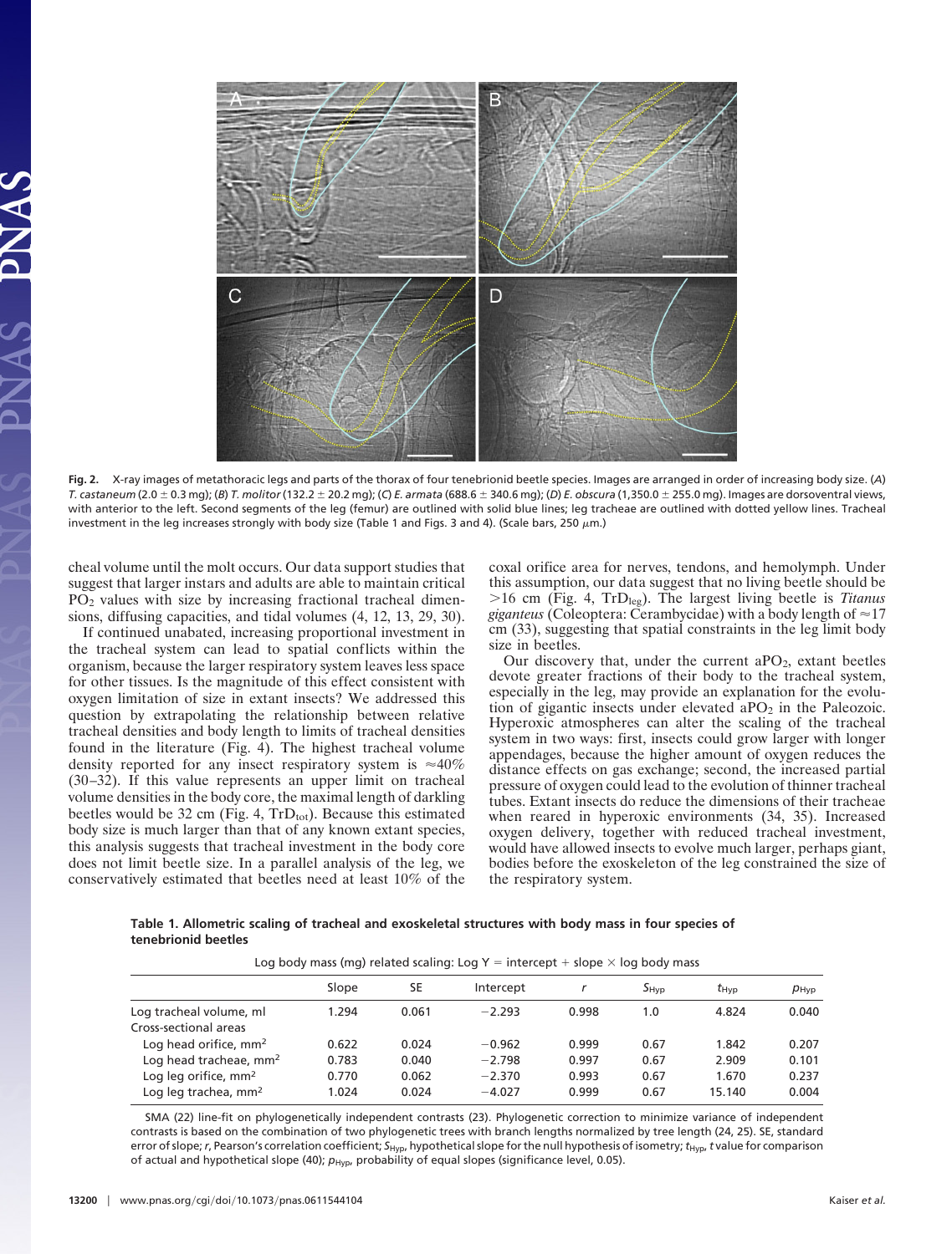**Fig. 2.** X-ray images of metathoracic legs and parts of the thorax of four tenebrionid beetle species. Images are arranged in order of increasing body size. (*A*) *T. castaneum* (2.0 ± 0.3 mg); (*B*) *T. molitor* (132.2 ± 20.2 mg); (*C*) *E. armata* (688.6 ± 340.6 mg); (*D*) *E. obscura* (1,350.0 ± 255.0 mg). Images are dorsoventral views, with anterior to the left. Second segments of the leg (femur) are outlined with solid blue lines; leg tracheae are outlined with dotted yellow lines. Tracheal investment in the leg increases strongly with body size (Table 1 and Figs. 3 and 4). (Scale bars, 250 μm.)

cheal volume until the molt occurs. Our data support studies that suggest that larger instars and adults are able to maintain critical $PO_2$ values with size by increasing fractional tracheal dimensions, diffusing capacities, and tidal volumes (4, 12, 13, 29, 30).

If continued unabated, increasing proportional investment in the tracheal system can lead to spatial conflicts within the organism, because the larger respiratory system leaves less space for other tissues. Is the magnitude of this effect consistent with oxygen limitation of size in extant insects? We addressed this question by extrapolating the relationship between relative tracheal densities and body length to limits of tracheal densities found in the literature (Fig. 4). The highest tracheal volume density reported for any insect respiratory system is ≈40% (30–32). If this value represents an upper limit on tracheal volume densities in the body core, the maximal length of darkling beetles would be 32 cm (Fig. 4, $TrD_{tot}$). Because this estimated body size is much larger than that of any known extant species, this analysis suggests that tracheal investment in the body core does not limit beetle size. In a parallel analysis of the leg, we conservatively estimated that beetles need at least 10% of the coxal orifice area for nerves, tendons, and hemolymph. Under this assumption, our data suggest that no living beetle should be >16 cm (Fig. 4, $TrD_{leg}$). The largest living beetle is *Titanus giganteus* (Coleoptera: Cerambycidae) with a body length of ≈17 cm (33), suggesting that spatial constraints in the leg limit body size in beetles.

Our discovery that, under the current $aPO_2$, extant beetles devote greater fractions of their body to the tracheal system, especially in the leg, may provide an explanation for the evolution of gigantic insects under elevated $aPO_2$ in the Paleozoic. Hyperoxic atmospheres can alter the scaling of the tracheal system in two ways: first, insects could grow larger with longer appendages, because the higher amount of oxygen reduces the distance effects on gas exchange; second, the increased partial pressure of oxygen could lead to the evolution of thinner tracheal tubes. Extant insects do reduce the dimensions of their tracheae when reared in hyperoxic environments (34, 35). Increased oxygen delivery, together with reduced tracheal investment, would have allowed insects to evolve much larger, perhaps giant, bodies before the exoskeleton of the leg constrained the size of the respiratory system.

**Table 1. Allometric scaling of tracheal and exoskeletal structures with body mass in four species of tenebrionid beetles**

Log body mass (mg) related scaling: Log Y = intercept + slope × log body mass

| | Slope | SE | Intercept | $r$ | $S_{Hyp}$ | $t_{Hyp}$ | $p_{Hyp}$ |
|---|---|---|---|---|---|---|---|
| Log tracheal volume, ml | 1.294 | 0.061 | −2.293 | 0.998 | 1.0 | 4.824 | 0.040 |
| Cross-sectional areas | | | | | | | |
| Log head orifice, $mm^2$ | 0.622 | 0.024 | −0.962 | 0.999 | 0.67 | 1.842 | 0.207 |
| Log head tracheae, $mm^2$ | 0.783 | 0.040 | −2.798 | 0.997 | 0.67 | 2.909 | 0.101 |
| Log leg orifice, $mm^2$ | 0.770 | 0.062 | −2.370 | 0.993 | 0.67 | 1.670 | 0.237 |
| Log leg trachea, $mm^2$ | 1.024 | 0.024 | −4.027 | 0.999 | 0.67 | 15.140 | 0.004 |

SMA (22) line-fit on phylogenetically independent contrasts (23). Phylogenetic correction to minimize variance of independent contrasts is based on the combination of two phylogenetic trees with branch lengths normalized by tree length (24, 25). SE, standard error of slope; $r$, Pearson's correlation coefficient; $S_{Hyp}$, hypothetical slope for the null hypothesis of isometry; $t_{Hyp}$, $t$ value for comparison of actual and hypothetical slope (40); $p_{Hyp}$, probability of equal slopes (significance level, 0.05).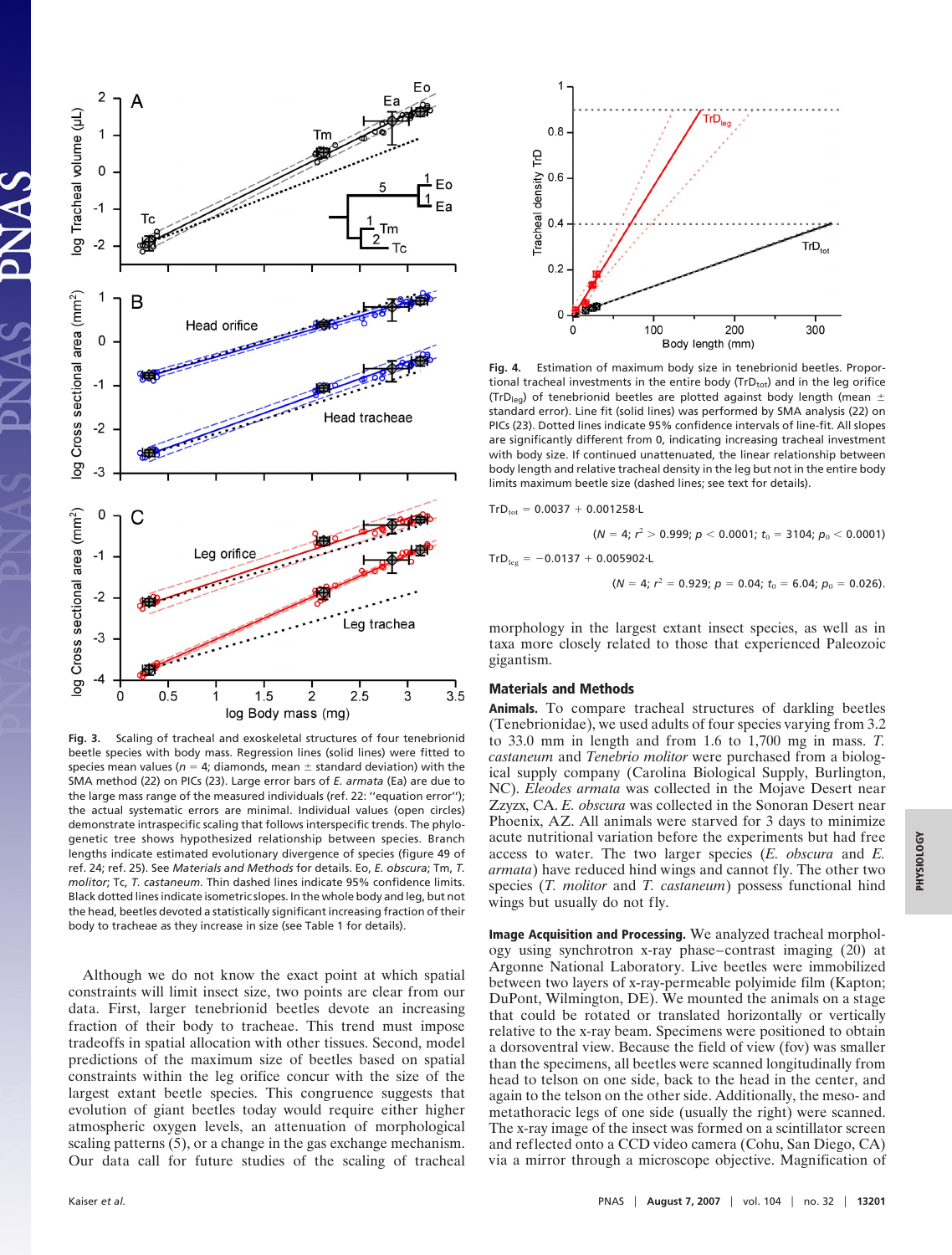Fig. 3. Scaling of tracheal and exoskeletal structures of four tenebrionid beetle species with body mass. Regression lines (solid lines) were fitted to species mean values ($n = 4$; diamonds, mean ± standard deviation) with the SMA method (22) on PICs (23). Large error bars of *E. armata* (Ea) are due to the large mass range of the measured individuals (ref. 22: ''equation error''); the actual systematic errors are minimal. Individual values (open circles) demonstrate intraspecific scaling that follows interspecific trends. The phylogenetic tree shows hypothesized relationship between species. Branch lengths indicate estimated evolutionary divergence of species (figure 49 of ref. 24; ref. 25). See *Materials and Methods* for details. Eo, *E. obscura*; Tm, *T. molitor*; Tc, *T. castaneum*. Thin dashed lines indicate 95% confidence limits. Black dotted lines indicate isometric slopes. In the whole body and and leg, but not the head, beetles devoted a statistically significant increasing fraction of their body to tracheae as they increase in size (see Table 1 for details).

Although we do not know the exact point at which spatial constraints will limit insect size, two points are clear from our data. First, larger tenebrionid beetles devote an increasing fraction of their body to tracheae. This trend must impose tradeoffs in spatial allocation with other tissues. Second, model predictions of the maximum size of beetles based on spatial constraints within the leg orifice concur with the size of the largest extant beetle species. This congruence suggests that evolution of giant beetles today would require either higher atmospheric oxygen levels, an attenuation of morphological scaling patterns (5), or a change in the gas exchange mechanism. Our data call for future studies of the scaling of tracheal morphology in the largest extant insect species, as well as in taxa more closely related to those that experienced Paleozoic gigantism.

Fig. 4. Estimation of maximum body size in tenebrionid beetles. Proportional tracheal investments in the entire body ($TrD_{tot}$) and in the leg orifice ($TrD_{leg}$) of tenebrionid beetles are plotted against body length (mean ± standard error). Line fit (solid lines) was performed by SMA analysis (22) on PICs (23). Dotted lines indicate 95% confidence intervals of line-fit. All slopes are significantly different from 0, indicating increasing tracheal investment with body size. If continued unattenuated, the linear relationship between body length and relative tracheal density in the leg but not in the entire body limits maximum beetle size (dashed lines; see text for details).

$$TrD_{tot} = 0.0037 + 0.001258 \cdot L$$

$$(N = 4;\ r^2 > 0.999;\ p < 0.0001;\ t_0 = 3104;\ p_0 < 0.0001)$$

$$TrD_{leg} = -0.0137 + 0.005902 \cdot L$$

$$(N = 4;\ r^2 = 0.929;\ p = 0.04;\ t_0 = 6.04;\ p_0 = 0.026).$$

## Materials and Methods

**Animals.** To compare tracheal structures of darkling beetles (Tenebrionidae), we used adults of four species varying from 3.2 to 33.0 mm in length and from 1.6 to 1,700 mg in mass. *T. castaneum* and *Tenebrio molitor* were purchased from a biological supply company (Carolina Biological Supply, Burlington, NC). *Eleodes armata* was collected in the Mojave Desert near Zzyzx, CA. *E. obscura* was collected in the Sonoran Desert near Phoenix, AZ. All animals were starved for 3 days to minimize acute nutritional variation before the experiments but had free access to water. The two larger species (*E. obscura* and *E. armata*) have reduced hind wings and cannot fly. The other two species (*T. molitor* and *T. castaneum*) possess functional hind wings but usually do not fly.

**Image Acquisition and Processing.** We analyzed tracheal morphology using synchrotron x-ray phase–contrast imaging (20) at Argonne National Laboratory. Live beetles were immobilized between two layers of x-ray-permeable polyimide film (Kapton; DuPont, Wilmington, DE). We mounted the animals on a stage that could be rotated or translated horizontally or vertically relative to the x-ray beam. Specimens were positioned to obtain a dorsoventral view. Because the field of view (fov) was smaller than the specimens, all beetles were scanned longitudinally from head to the telson on one side, back to the head in the center, and again to the telson on the other side. Additionally, the meso- and metathoracic legs of one side (usually the right) were scanned. The x-ray image of the insect was formed on a scintillator screen and reflected onto a CCD video camera (Cohu, San Diego, CA) via a mirror through a microscope objective. Magnification of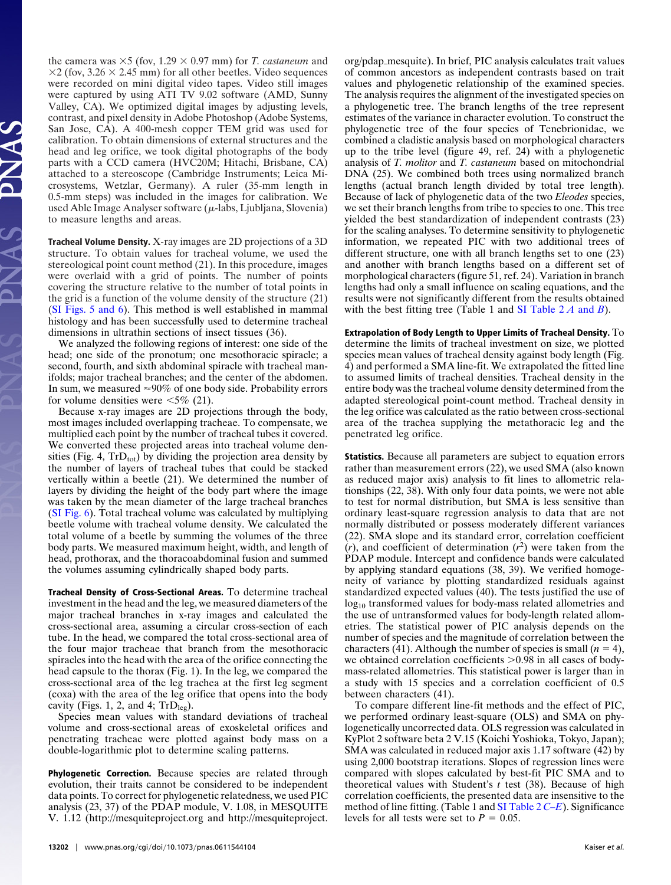the camera was ×5 (fov, 1.29 × 0.97 mm) for *T. castaneum* and ×2 (fov, 3.26 × 2.45 mm) for all other beetles. Video sequences were recorded on mini digital video tapes. Video still images were captured by using ATI TV 9.02 software (AMD, Sunny Valley, CA). We optimized digital images by adjusting levels, contrast, and pixel density in Adobe Photoshop (Adobe Systems, San Jose, CA). A 400-mesh copper TEM grid was used for calibration. To obtain dimensions of external structures and the head and leg orifice, we took digital photographs of the body parts with a CCD camera (HVC20M; Hitachi, Brisbane, CA) attached to a stereoscope (Cambridge Instruments; Leica Microsystems, Wetzlar, Germany). A ruler (35-mm length in 0.5-mm steps) was included in the images for calibration. We used Able Image Analyser software (μ-labs, Ljubljana, Slovenia) to measure lengths and areas.

**Tracheal Volume Density.** X-ray images are 2D projections of a 3D structure. To obtain values for tracheal volume, we used the stereological point count method (21). In this procedure, images were overlaid with a grid of points. The number of points covering the structure relative to the number of total points in the grid is a function of the volume density of the structure (21) (SI Figs. 5 and 6). This method is well established in mammal histology and has been successfully used to determine tracheal dimensions in ultrathin sections of insect tissues (36).

We analyzed the following regions of interest: one side of the head; one side of the pronotum; one mesothoracic spiracle; a second, fourth, and sixth abdominal spiracle with tracheal manifolds; major tracheal branches; and the center of the abdomen. In sum, we measured ≈90% of one body side. Probability errors for volume densities were <5% (21).

Because x-ray images are 2D projections through the body, most images included overlapping tracheae. To compensate, we multiplied each point by the number of tracheal tubes it covered. We converted these projected areas into tracheal volume densities (Fig. 4, $TrD_{tot}$) by dividing the projection area density by the number of layers of tracheal tubes that could be stacked vertically within a beetle (21). We determined the number of layers by dividing the height of the body part where the image was taken by the mean diameter of the large tracheal branches (SI Fig. 6). Total tracheal volume was calculated by multiplying beetle volume with tracheal volume density. We calculated the total volume of a beetle by summing the volumes of the three body parts. We measured maximum height, width, and length of head, prothorax, and the thoracoabdominal fusion and summed the volumes assuming cylindrically shaped body parts.

**Tracheal Density of Cross-Sectional Areas.** To determine tracheal investment in the head and the leg, we measured diameters of the major tracheal branches in x-ray images and calculated the cross-sectional area, assuming a circular cross-section of each tube. In the head, we compared the total cross-sectional area of the four major tracheae that branch from the mesothoracic spiracles into the head with the area of the orifice connecting the head capsule to the thorax (Fig. 1). In the leg, we compared the cross-sectional area of the leg trachea at the first leg segment (coxa) with the area of the leg orifice that opens into the body cavity (Figs. 1, 2, and 4; $TrD_{leg}$).

Species mean values with standard deviations of tracheal volume and cross-sectional areas of exoskeletal orifices and penetrating tracheae were plotted against body mass on a double-logarithmic plot to determine scaling patterns.

**Phylogenetic Correction.** Because species are related through evolution, their traits cannot be considered to be independent data points. To correct for phylogenetic relatedness, we used PIC analysis (23, 37) of the PDAP module, V. 1.08, in MESQUITE V. 1.12 (http://mesquiteproject.org and http://mesquiteproject.org/pdap_mesquite). In brief, PIC analysis calculates trait values of common ancestors as independent contrasts based on trait values and phylogenetic relationship of the examined species. The analysis requires the alignment of the investigated species on a phylogenetic tree. The branch lengths of the tree represent estimates of the variance in character evolution. To construct the phylogenetic tree of the four species of Tenebrionidae, we combined a cladistic analysis based on morphological characters up to the tribe level (figure 49, ref. 24) with a phylogenetic analysis of *T. molitor* and *T. castaneum* based on mitochondrial DNA (25). We combined both trees using normalized branch lengths (actual branch length divided by total tree length). Because of lack of phylogenetic data of the two *Eleodes* species, we set their branch lengths from tribe to species to one. This tree yielded the best standardization of independent contrasts (23) for the scaling analyses. To determine sensitivity to phylogenetic information, we repeated PIC with two additional trees of different structure, one with all branch lengths set to one (23) and another with branch lengths based on a different set of morphological characters (figure 51, ref. 24). Variation in branch lengths had only a small influence on scaling equations, and the results were not significantly different from the results obtained with the best fitting tree (Table 1 and SI Table 2 *A* and *B*).

**Extrapolation of Body Length to Upper Limits of Tracheal Density.** To determine the limits of tracheal investment on size, we plotted species mean values of tracheal density against body length (Fig. 4) and performed a SMA line-fit. We extrapolated the fitted line to assumed limits of tracheal densities. Tracheal density in the entire body was the tracheal volume density determined from the adapted stereological point-count method. Tracheal density in the leg orifice was calculated as the ratio between cross-sectional area of the trachea supplying the metathoracic leg and the penetrated leg orifice.

**Statistics.** Because all parameters are subject to equation errors rather than measurement errors (22), we used SMA (also known as reduced major axis) analysis to fit lines to allometric relationships (22, 38). With only four data points, we were not able to test for normal distribution, but SMA is less sensitive than ordinary least-square regression analysis to data that are not normally distributed or possess moderately different variances (22). SMA slope and its standard error, correlation coefficient ($r$), and coefficient of determination ($r^2$) were taken from the PDAP module. Intercept and confidence bands were calculated by applying standard equations (38, 39). We verified homogeneity of variance by plotting standardized residuals against standardized expected values (40). The tests justified the use of $\log_{10}$ transformed values for body-mass related allometries and the use of untransformed values for body-length related allometries. The statistical power of PIC analysis depends on the number of species and the magnitude of correlation between the characters (41). Although the number of species is small ($n = 4$), we obtained correlation coefficients >0.98 in all cases of body-mass-related allometries. This statistical power is larger than in a study with 15 species and a correlation coefficient of 0.5 between characters (41).

To compare different line-fit methods and the effect of PIC, we performed ordinary least-square (OLS) and SMA on phylogenetically uncorrected data. OLS regression was calculated in KyPlot 2 software beta 2 V.15 (Koichi Yoshioka, Tokyo, Japan); SMA was calculated in reduced major axis 1.17 software (42) by using 2,000 bootstrap iterations. Slopes of regression lines were compared with slopes calculated by best-fit PIC SMA and to theoretical values with Student's $t$ test (38). Because of high correlation coefficients, the presented data are insensitive to the method of line fitting. (Table 1 and SI Table 2 *C–E*). Significance levels for all tests were set to $P = 0.05$.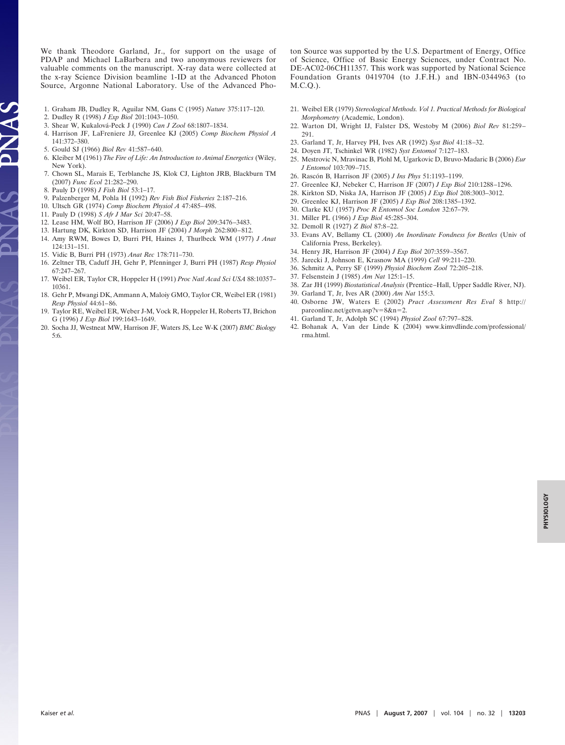We thank Theodore Garland, Jr., for support on the usage of PDAP and Michael LaBarbera and two anonymous reviewers for valuable comments on the manuscript. X-ray data were collected at the x-ray Science Division beamline 1-ID at the Advanced Photon Source, Argonne National Laboratory. Use of the Advanced Photon Source was supported by the U.S. Department of Energy, Office of Science, Office of Basic Energy Sciences, under Contract No. DE-AC02-06CH11357. This work was supported by National Science Foundation Grants 0419704 (to J.F.H.) and IBN-0344963 (to M.C.Q.).

1. Graham JB, Dudley R, Aguilar NM, Gans C (1995) *Nature* 375:117–120.
2. Dudley R (1998) *J Exp Biol* 201:1043–1050.
3. Shear W, Kukalová-Peck J (1990) *Can J Zool* 68:1807–1834.
4. Harrison JF, LaFreniere JJ, Greenlee KJ (2005) *Comp Biochem Physiol A* 141:372–380.
5. Gould SJ (1966) *Biol Rev* 41:587–640.
6. Kleiber M (1961) *The Fire of Life: An Introduction to Animal Energetics* (Wiley, New York).
7. Chown SL, Marais E, Terblanche JS, Klok CJ, Lighton JRB, Blackburn TM (2007) *Func Ecol* 21:282–290.
8. Pauly D (1998) *J Fish Biol* 53:1–17.
9. Palzenberger M, Pohla H (1992) *Rev Fish Biol Fisheries* 2:187–216.
10. Ultsch GR (1974) *Comp Biochem Physiol A* 47:485–498.
11. Pauly D (1998) *S Afr J Mar Sci* 20:47–58.
12. Lease HM, Wolf BO, Harrison JF (2006) *J Exp Biol* 209:3476–3483.
13. Hartung DK, Kirkton SD, Harrison JF (2004) *J Morph* 262:800–812.
14. Amy RWM, Bowes D, Burri PH, Haines J, Thurlbeck WM (1977) *J Anat* 124:131–151.
15. Vidic B, Burri PH (1973) *Anat Rec* 178:711–730.
16. Zeltner TB, Caduff JH, Gehr P, Pfenninger J, Burri PH (1987) *Resp Physiol* 67:247–267.
17. Weibel ER, Taylor CR, Hoppeler H (1991) *Proc Natl Acad Sci USA* 88:10357–10361.
18. Gehr P, Mwangi DK, Ammann A, Maloiy GMO, Taylor CR, Weibel ER (1981) *Resp Physiol* 44:61–86.
19. Taylor RE, Weibel ER, Weber J-M, Vock R, Hoppeler H, Roberts TJ, Brichon G (1996) *J Exp Biol* 199:1643–1649.
20. Socha JJ, Westneat MW, Harrison JF, Waters JS, Lee W-K (2007) *BMC Biology* 5:6.
21. Weibel ER (1979) *Stereological Methods. Vol 1. Practical Methods for Biological Morphometry* (Academic, London).
22. Warton DI, Wright IJ, Falster DS, Westoby M (2006) *Biol Rev* 81:259–291.
23. Garland T, Jr, Harvey PH, Ives AR (1992) *Syst Biol* 41:18–32.
24. Doyen JT, Tschinkel WR (1982) *Syst Entomol* 7:127–183.
25. Mestrovic N, Mravinac B, Plohl M, Ugarkovic D, Bruvo-Madaric B (2006) *Eur J Entomol* 103:709–715.
26. Rascón B, Harrison JF (2005) *J Ins Phys* 51:1193–1199.
27. Greenlee KJ, Nebeker C, Harrison JF (2007) *J Exp Biol* 210:1288–1296.
28. Kirkton SD, Niska JA, Harrison JF (2005) *J Exp Biol* 208:3003–3012.
29. Greenlee KJ, Harrison JF (2005) *J Exp Biol* 208:1385–1392.
30. Clarke KU (1957) *Proc R Entomol Soc London* 32:67–79.
31. Miller PL (1966) *J Exp Biol* 45:285–304.
32. Demoll R (1927) *Z Biol* 87:8–22.
33. Evans AV, Bellamy CL (2000) *An Inordinate Fondness for Beetles* (Univ of California Press, Berkeley).
34. Henry JR, Harrison JF (2004) *J Exp Biol* 207:3559–3567.
35. Jarecki J, Johnson E, Krasnow MA (1999) *Cell* 99:211–220.
36. Schmitz A, Perry SF (1999) *Physiol Biochem Zool* 72:205–218.
37. Felsenstein J (1985) *Am Nat* 125:1–15.
38. Zar JH (1999) *Biostatistical Analysis* (Prentice–Hall, Upper Saddle River, NJ).
39. Garland T, Jr, Ives AR (2000) *Am Nat* 155:3.
40. Osborne JW, Waters E (2002) *Pract Assessment Res Eval* 8 http://pareonline.net/getvn.asp?v=8&n=2.
41. Garland T, Jr, Adolph SC (1994) *Physiol Zool* 67:797–828.
42. Bohanak A, Van der Linde K (2004) www.kimvdlinde.com/professional/rma.html.